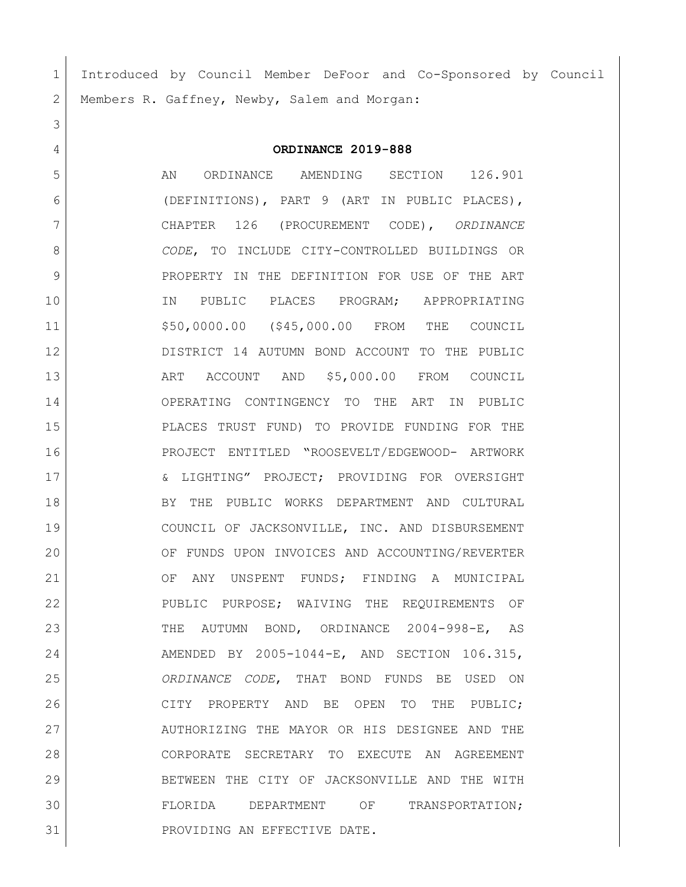Introduced by Council Member DeFoor and Co-Sponsored by Council Members R. Gaffney, Newby, Salem and Morgan:

**ORDINANCE 2019-888**

AN ORDINANCE AMENDING SECTION 126.901 (DEFINITIONS), PART 9 (ART IN PUBLIC PLACES), CHAPTER 126 (PROCUREMENT CODE), *ORDINANCE CODE*, TO INCLUDE CITY-CONTROLLED BUILDINGS OR PROPERTY IN THE DEFINITION FOR USE OF THE ART IN PUBLIC PLACES PROGRAM; APPROPRIATING $50,0000.00 ($45,000.00 FROM THE COUNCIL DISTRICT 14 AUTUMN BOND ACCOUNT TO THE PUBLIC ART ACCOUNT AND $5,000.00 FROM COUNCIL OPERATING CONTINGENCY TO THE ART IN PUBLIC PLACES TRUST FUND) TO PROVIDE FUNDING FOR THE PROJECT ENTITLED "ROOSEVELT/EDGEWOOD- ARTWORK & LIGHTING" PROJECT; PROVIDING FOR OVERSIGHT BY THE PUBLIC WORKS DEPARTMENT AND CULTURAL COUNCIL OF JACKSONVILLE, INC. AND DISBURSEMENT OF FUNDS UPON INVOICES AND ACCOUNTING/REVERTER OF ANY UNSPENT FUNDS; FINDING A MUNICIPAL PUBLIC PURPOSE; WAIVING THE REQUIREMENTS OF THE AUTUMN BOND, ORDINANCE 2004-998-E, AS AMENDED BY 2005-1044-E, AND SECTION 106.315, *ORDINANCE CODE*, THAT BOND FUNDS BE USED ON CITY PROPERTY AND BE OPEN TO THE PUBLIC; AUTHORIZING THE MAYOR OR HIS DESIGNEE AND THE CORPORATE SECRETARY TO EXECUTE AN AGREEMENT BETWEEN THE CITY OF JACKSONVILLE AND THE WITH FLORIDA DEPARTMENT OF TRANSPORTATION; PROVIDING AN EFFECTIVE DATE.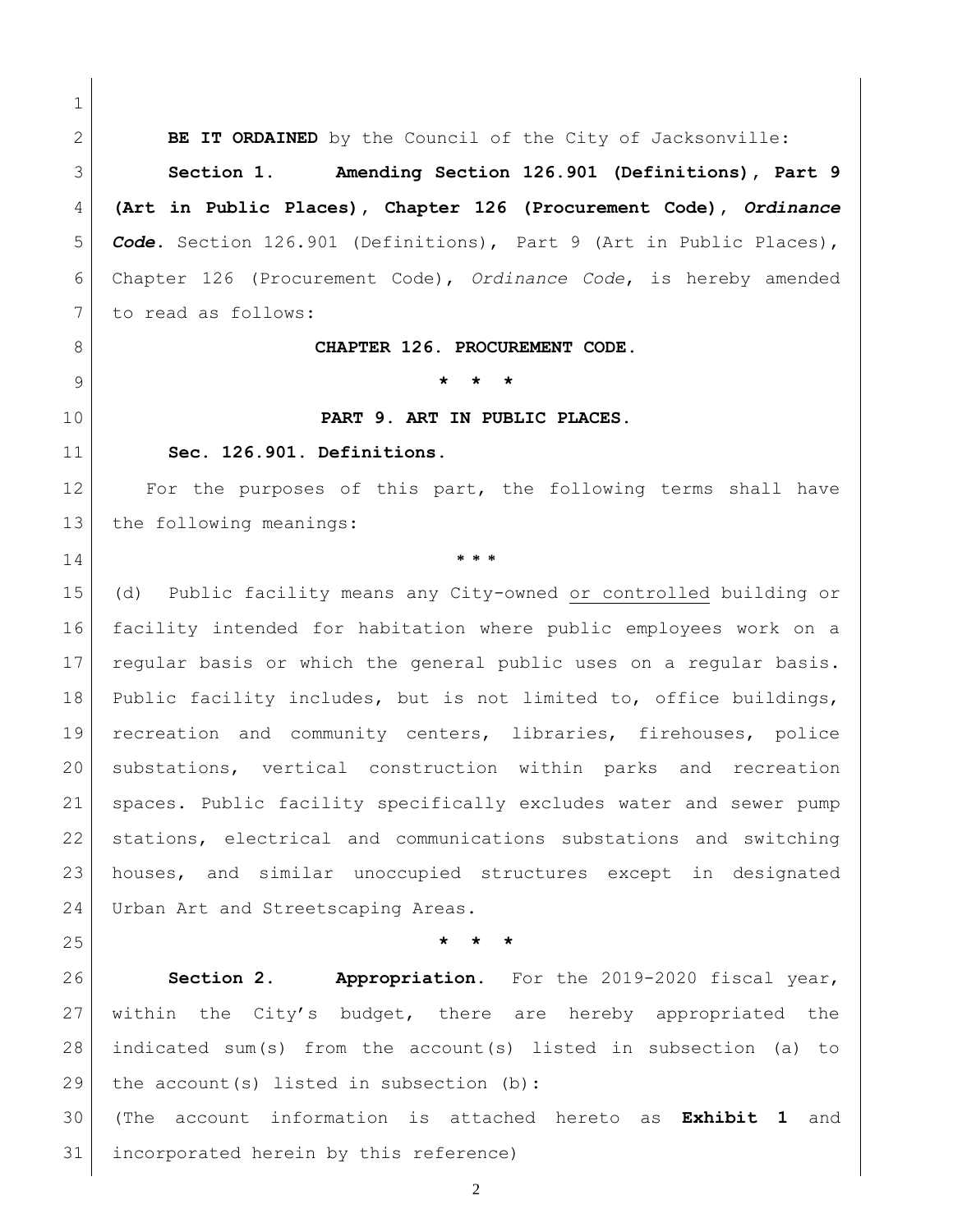**BE IT ORDAINED** by the Council of the City of Jacksonville:

**Section 1. Amending Section 126.901 (Definitions), Part 9 (Art in Public Places), Chapter 126 (Procurement Code), *Ordinance Code*.** Section 126.901 (Definitions), Part 9 (Art in Public Places), Chapter 126 (Procurement Code), *Ordinance Code*, is hereby amended to read as follows:

**CHAPTER 126. PROCUREMENT CODE.**

**\* \* \***

**PART 9. ART IN PUBLIC PLACES.**

**Sec. 126.901. Definitions.**

For the purposes of this part, the following terms shall have the following meanings:

**\* \* \***

(d) Public facility means any City-owned <u>or controlled</u> building or facility intended for habitation where public employees work on a regular basis or which the general public uses on a regular basis. Public facility includes, but is not limited to, office buildings, recreation and community centers, libraries, firehouses, police substations, vertical construction within parks and recreation spaces. Public facility specifically excludes water and sewer pump stations, electrical and communications substations and switching houses, and similar unoccupied structures except in designated Urban Art and Streetscaping Areas.

**\* \* \***

**Section 2. Appropriation.** For the 2019-2020 fiscal year, within the City's budget, there are hereby appropriated the indicated sum(s) from the account(s) listed in subsection (a) to the account(s) listed in subsection (b):

(The account information is attached hereto as **Exhibit 1** and incorporated herein by this reference)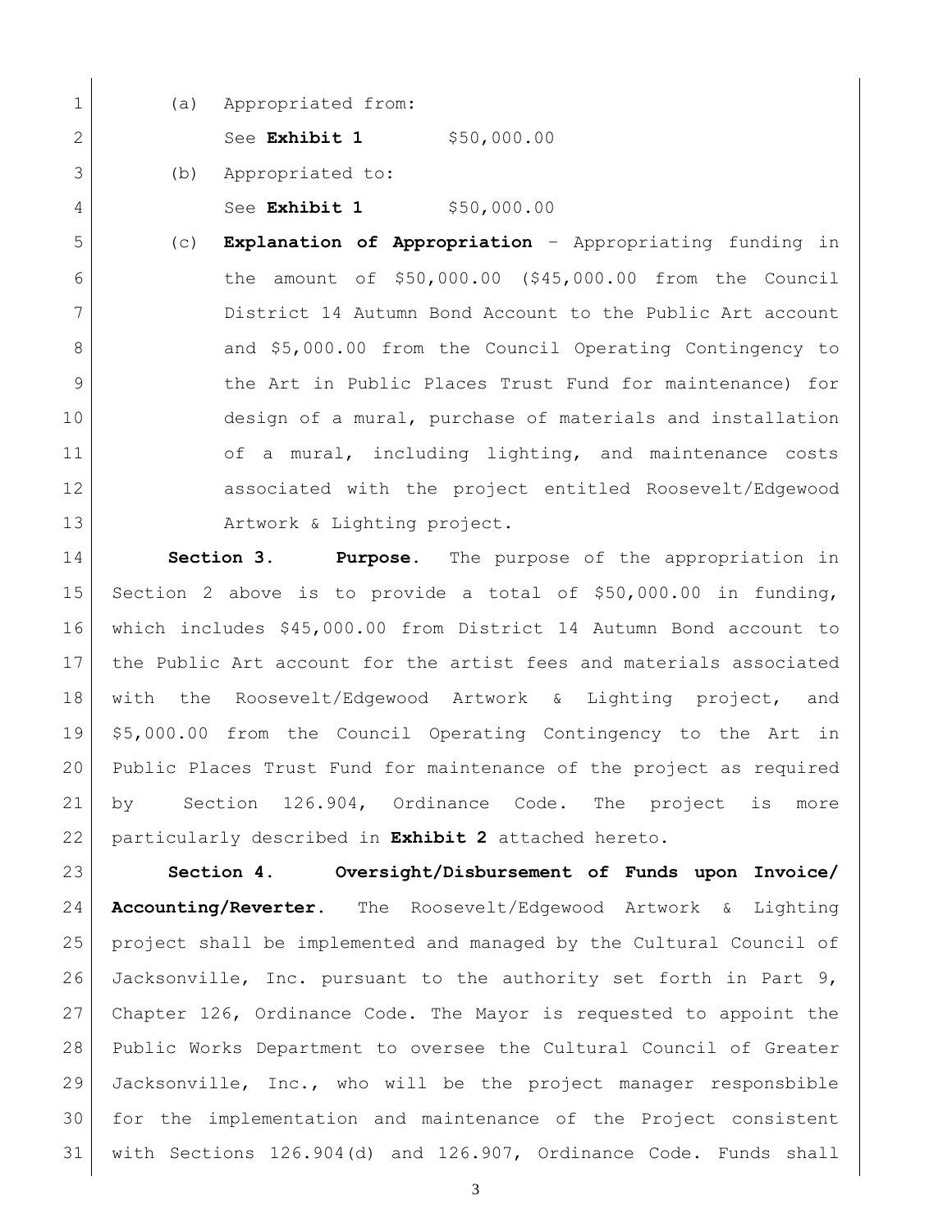(a) Appropriated from:

See **Exhibit 1** $50,000.00

(b) Appropriated to:

See **Exhibit 1** $50,000.00

(c) **Explanation of Appropriation** – Appropriating funding in the amount of $50,000.00 ($45,000.00 from the Council District 14 Autumn Bond Account to the Public Art account and $5,000.00 from the Council Operating Contingency to the Art in Public Places Trust Fund for maintenance) for design of a mural, purchase of materials and installation of a mural, including lighting, and maintenance costs associated with the project entitled Roosevelt/Edgewood Artwork & Lighting project.

**Section 3. Purpose.** The purpose of the appropriation in Section 2 above is to provide a total of $50,000.00 in funding, which includes $45,000.00 from District 14 Autumn Bond account to the Public Art account for the artist fees and materials associated with the Roosevelt/Edgewood Artwork & Lighting project, and $5,000.00 from the Council Operating Contingency to the Art in Public Places Trust Fund for maintenance of the project as required by Section 126.904, Ordinance Code. The project is more particularly described in **Exhibit 2** attached hereto.

**Section 4. Oversight/Disbursement of Funds upon Invoice/ Accounting/Reverter.** The Roosevelt/Edgewood Artwork & Lighting project shall be implemented and managed by the Cultural Council of Jacksonville, Inc. pursuant to the authority set forth in Part 9, Chapter 126, Ordinance Code. The Mayor is requested to appoint the Public Works Department to oversee the Cultural Council of Greater Jacksonville, Inc., who will be the project manager responsbible for the implementation and maintenance of the Project consistent with Sections 126.904(d) and 126.907, Ordinance Code. Funds shall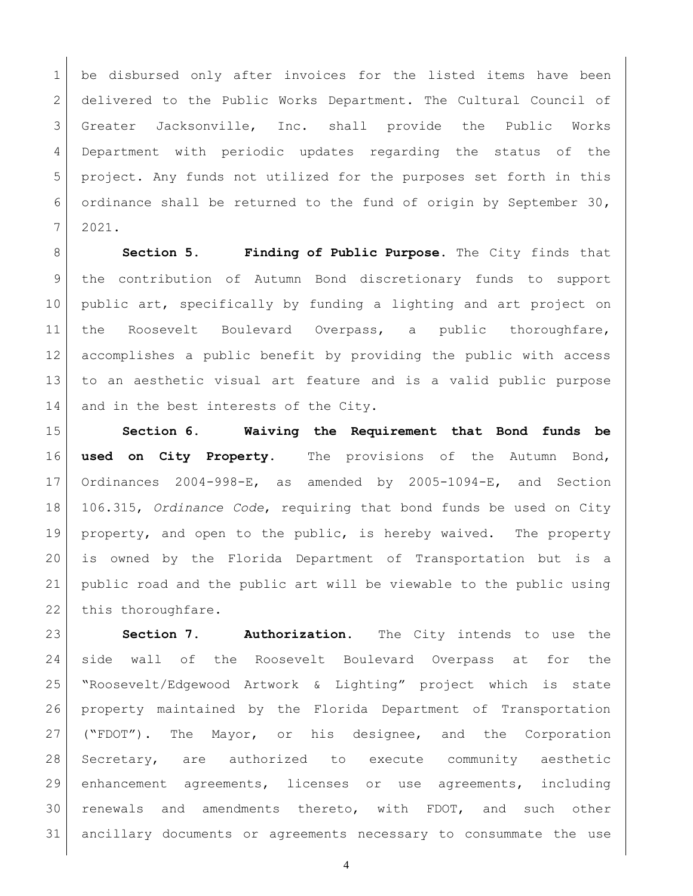be disbursed only after invoices for the listed items have been delivered to the Public Works Department. The Cultural Council of Greater Jacksonville, Inc. shall provide the Public Works Department with periodic updates regarding the status of the project. Any funds not utilized for the purposes set forth in this ordinance shall be returned to the fund of origin by September 30, 2021.

**Section 5. Finding of Public Purpose.** The City finds that the contribution of Autumn Bond discretionary funds to support public art, specifically by funding a lighting and art project on the Roosevelt Boulevard Overpass, a public thoroughfare, accomplishes a public benefit by providing the public with access to an aesthetic visual art feature and is a valid public purpose and in the best interests of the City.

**Section 6. Waiving the Requirement that Bond funds be used on City Property.** The provisions of the Autumn Bond, Ordinances 2004-998-E, as amended by 2005-1094-E, and Section 106.315, *Ordinance Code*, requiring that bond funds be used on City property, and open to the public, is hereby waived. The property is owned by the Florida Department of Transportation but is a public road and the public art will be viewable to the public using this thoroughfare.

**Section 7. Authorization.** The City intends to use the side wall of the Roosevelt Boulevard Overpass at for the "Roosevelt/Edgewood Artwork & Lighting" project which is state property maintained by the Florida Department of Transportation ("FDOT"). The Mayor, or his designee, and the Corporation Secretary, are authorized to execute community aesthetic enhancement agreements, licenses or use agreements, including renewals and amendments thereto, with FDOT, and such other ancillary documents or agreements necessary to consummate the use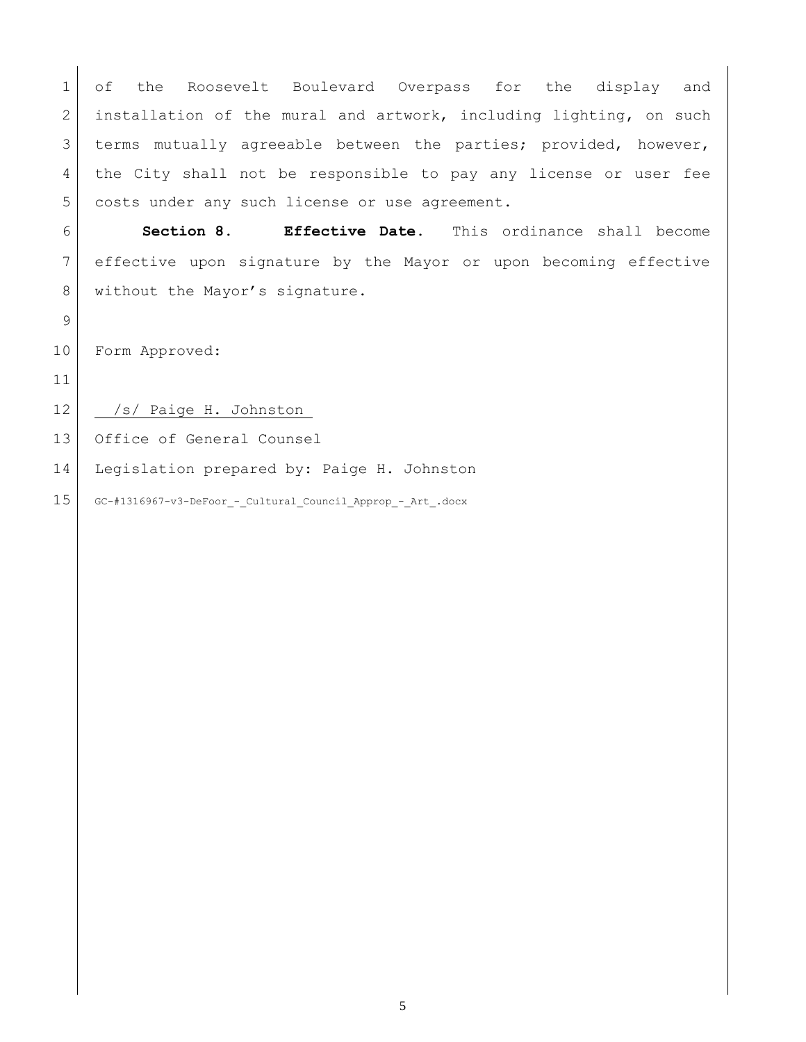of the Roosevelt Boulevard Overpass for the display and installation of the mural and artwork, including lighting, on such terms mutually agreeable between the parties; provided, however, the City shall not be responsible to pay any license or user fee costs under any such license or use agreement.

**Section 8. Effective Date.** This ordinance shall become effective upon signature by the Mayor or upon becoming effective without the Mayor's signature.

Form Approved:

/s/ Paige H. Johnston

Office of General Counsel

Legislation prepared by: Paige H. Johnston

GC-#1316967-v3-DeFoor_-_Cultural_Council_Approp_-_Art_.docx